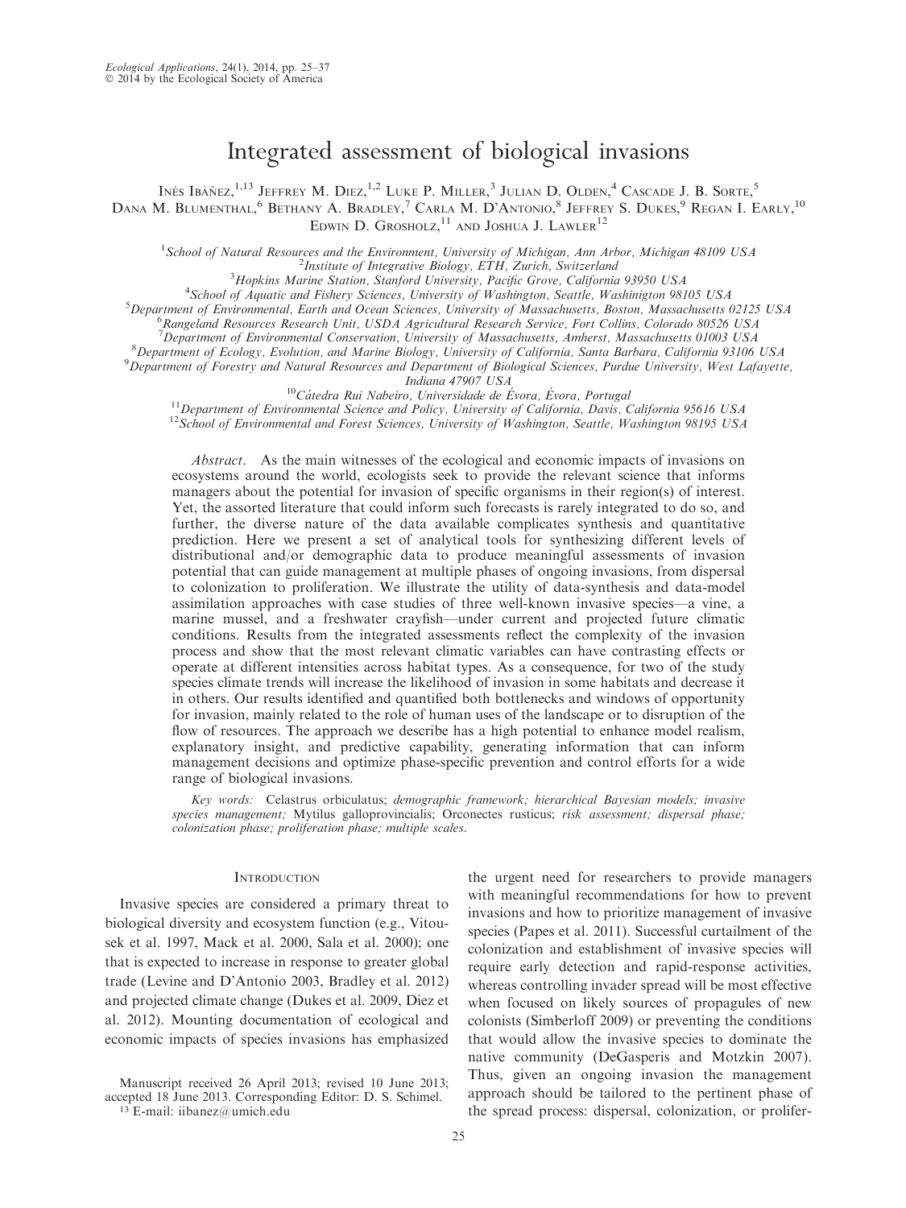# Integrated assessment of biological invasions

Inés Ibáñez,[1,13] Jeffrey M. Diez,[1,2] Luke P. Miller,[3] Julian D. Olden,[4] Cascade J. B. Sorte,[5] Dana M. Blumenthal,[6] Bethany A. Bradley,[7] Carla M. D'Antonio,[8] Jeffrey S. Dukes,[9] Regan I. Early,[10] Edwin D. Grosholz,[11] and Joshua J. Lawler[12]

[1]*School of Natural Resources and the Environment, University of Michigan, Ann Arbor, Michigan 48109 USA*
[2]*Institute of Integrative Biology, ETH, Zurich, Switzerland*
[3]*Hopkins Marine Station, Stanford University, Pacific Grove, California 93950 USA*
[4]*School of Aquatic and Fishery Sciences, University of Washington, Seattle, Washington 98105 USA*
[5]*Department of Environmental, Earth and Ocean Sciences, University of Massachusetts, Boston, Massachusetts 02125 USA*
[6]*Rangeland Resources Research Unit, USDA Agricultural Research Service, Fort Collins, Colorado 80526 USA*
[7]*Department of Environmental Conservation, University of Massachusetts, Amherst, Massachusetts 01003 USA*
[8]*Department of Ecology, Evolution, and Marine Biology, University of California, Santa Barbara, California 93106 USA*
[9]*Department of Forestry and Natural Resources and Department of Biological Sciences, Purdue University, West Lafayette, Indiana 47907 USA*
[10]*Cátedra Rui Nabeiro, Universidade de Évora, Évora, Portugal*
[11]*Department of Environmental Science and Policy, University of California, Davis, California 95616 USA*
[12]*School of Environmental and Forest Sciences, University of Washington, Seattle, Washington 98195 USA*

*Abstract*. As the main witnesses of the ecological and economic impacts of invasions on ecosystems around the world, ecologists seek to provide the relevant science that informs managers about the potential for invasion of specific organisms in their region(s) of interest. Yet, the assorted literature that could inform such forecasts is rarely integrated to do so, and further, the diverse nature of the data available complicates synthesis and quantitative prediction. Here we present a set of analytical tools for synthesizing different levels of distributional and/or demographic data to produce meaningful assessments of invasion potential that can guide management at multiple phases of ongoing invasions, from dispersal to colonization to proliferation. We illustrate the utility of data-synthesis and data-model assimilation approaches with case studies of three well-known invasive species—a vine, a marine mussel, and a freshwater crayfish—under current and projected future climatic conditions. Results from the integrated assessments reflect the complexity of the invasion process and show that the most relevant climatic variables can have contrasting effects or operate at different intensities across habitat types. As a consequence, for two of the study species climate trends will increase the likelihood of invasion in some habitats and decrease it in others. Our results identified and quantified both bottlenecks and windows of opportunity for invasion, mainly related to the role of human uses of the landscape or to disruption of the flow of resources. The approach we describe has a high potential to enhance model realism, explanatory insight, and predictive capability, generating information that can inform management decisions and optimize phase-specific prevention and control efforts for a wide range of biological invasions.

*Key words:* Celastrus orbiculatus; *demographic framework; hierarchical Bayesian models; invasive species management;* Mytilus galloprovincialis; Orconectes rusticus; *risk assessment; dispersal phase; colonization phase; proliferation phase; multiple scales.*

## Introduction

Invasive species are considered a primary threat to biological diversity and ecosystem function (e.g., Vitousek et al. 1997, Mack et al. 2000, Sala et al. 2000); one that is expected to increase in response to greater global trade (Levine and D'Antonio 2003, Bradley et al. 2012) and projected climate change (Dukes et al. 2009, Diez et al. 2012). Mounting documentation of ecological and economic impacts of species invasions has emphasized the urgent need for researchers to provide managers with meaningful recommendations for how to prevent invasions and how to prioritize management of invasive species (Papes et al. 2011). Successful curtailment of the colonization and establishment of invasive species will require early detection and rapid-response activities, whereas controlling invader spread will be most effective when focused on likely sources of propagules of new colonists (Simberloff 2009) or preventing the conditions that would allow the invasive species to dominate the native community (DeGasperis and Motzkin 2007). Thus, given an ongoing invasion the management approach should be tailored to the pertinent phase of the spread process: dispersal, colonization, or prolifer-

Manuscript received 26 April 2013; revised 10 June 2013; accepted 18 June 2013. Corresponding Editor: D. S. Schimel.

[13] E-mail: iibanez@umich.edu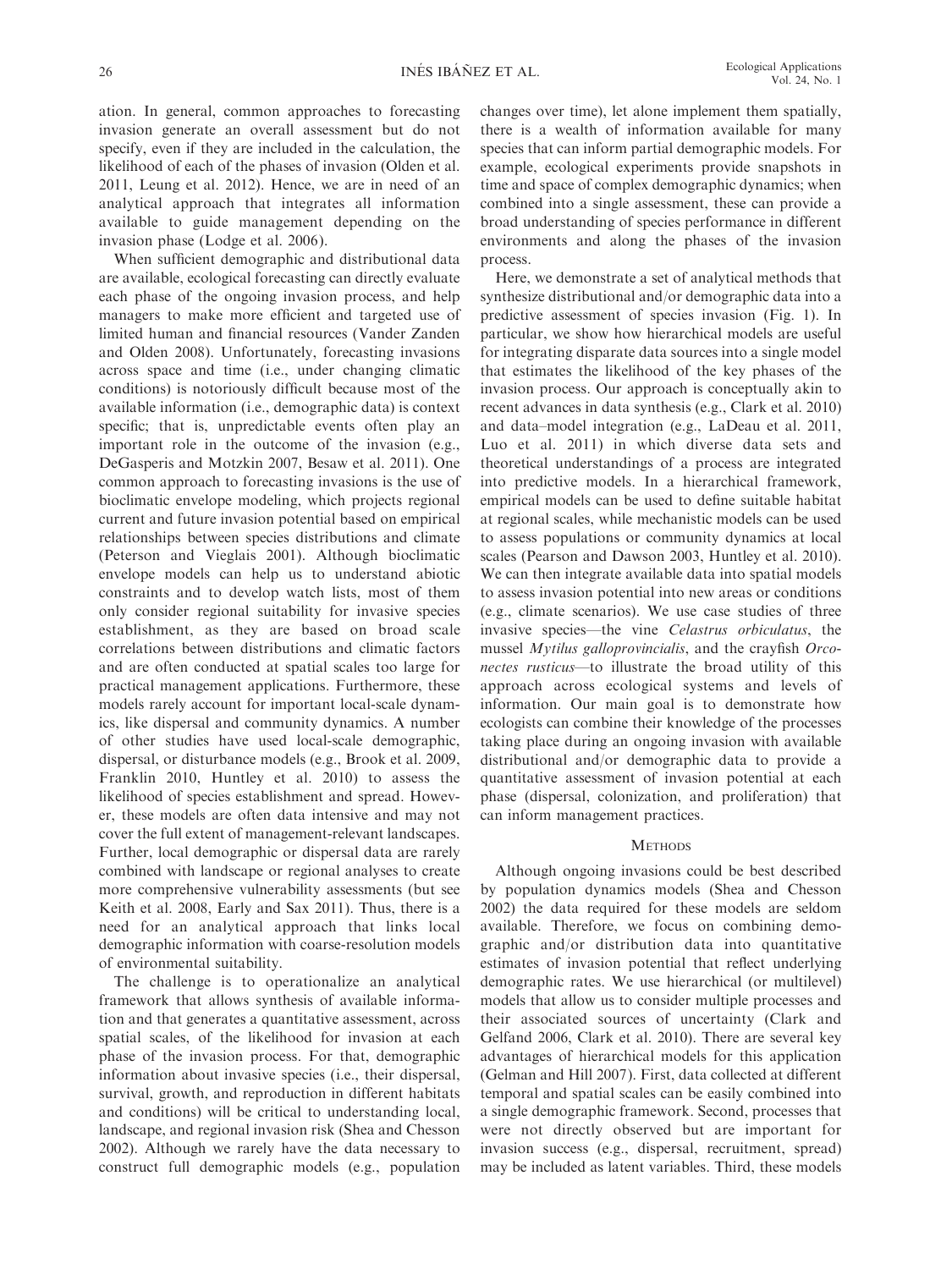ation. In general, common approaches to forecasting invasion generate an overall assessment but do not specify, even if they are included in the calculation, the likelihood of each of the phases of invasion (Olden et al. 2011, Leung et al. 2012). Hence, we are in need of an analytical approach that integrates all information available to guide management depending on the invasion phase (Lodge et al. 2006).

When sufficient demographic and distributional data are available, ecological forecasting can directly evaluate each phase of the ongoing invasion process, and help managers to make more efficient and targeted use of limited human and financial resources (Vander Zanden and Olden 2008). Unfortunately, forecasting invasions across space and time (i.e., under changing climatic conditions) is notoriously difficult because most of the available information (i.e., demographic data) is context specific; that is, unpredictable events often play an important role in the outcome of the invasion (e.g., DeGasperis and Motzkin 2007, Besaw et al. 2011). One common approach to forecasting invasions is the use of bioclimatic envelope modeling, which projects regional current and future invasion potential based on empirical relationships between species distributions and climate (Peterson and Vieglais 2001). Although bioclimatic envelope models can help us to understand abiotic constraints and to develop watch lists, most of them only consider regional suitability for invasive species establishment, as they are based on broad scale correlations between distributions and climatic factors and are often conducted at spatial scales too large for practical management applications. Furthermore, these models rarely account for important local-scale dynamics, like dispersal and community dynamics. A number of other studies have used local-scale demographic, dispersal, or disturbance models (e.g., Brook et al. 2009, Franklin 2010, Huntley et al. 2010) to assess the likelihood of species establishment and spread. However, these models are often data intensive and may not cover the full extent of management-relevant landscapes. Further, local demographic or dispersal data are rarely combined with landscape or regional analyses to create more comprehensive vulnerability assessments (but see Keith et al. 2008, Early and Sax 2011). Thus, there is a need for an analytical approach that links local demographic information with coarse-resolution models of environmental suitability.

The challenge is to operationalize an analytical framework that allows synthesis of available information and that generates a quantitative assessment, across spatial scales, of the likelihood for invasion at each phase of the invasion process. For that, demographic information about invasive species (i.e., their dispersal, survival, growth, and reproduction in different habitats and conditions) will be critical to understanding local, landscape, and regional invasion risk (Shea and Chesson 2002). Although we rarely have the data necessary to construct full demographic models (e.g., population changes over time), let alone implement them spatially, there is a wealth of information available for many species that can inform partial demographic models. For example, ecological experiments provide snapshots in time and space of complex demographic dynamics; when combined into a single assessment, these can provide a broad understanding of species performance in different environments and along the phases of the invasion process.

Here, we demonstrate a set of analytical methods that synthesize distributional and/or demographic data into a predictive assessment of species invasion (Fig. 1). In particular, we show how hierarchical models are useful for integrating disparate data sources into a single model that estimates the likelihood of the key phases of the invasion process. Our approach is conceptually akin to recent advances in data synthesis (e.g., Clark et al. 2010) and data–model integration (e.g., LaDeau et al. 2011, Luo et al. 2011) in which diverse data sets and theoretical understandings of a process are integrated into predictive models. In a hierarchical framework, empirical models can be used to define suitable habitat at regional scales, while mechanistic models can be used to assess populations or community dynamics at local scales (Pearson and Dawson 2003, Huntley et al. 2010). We can then integrate available data into spatial models to assess invasion potential into new areas or conditions (e.g., climate scenarios). We use case studies of three invasive species—the vine *Celastrus orbiculatus*, the mussel *Mytilus galloprovincialis*, and the crayfish *Orconectes rusticus*—to illustrate the broad utility of this approach across ecological systems and levels of information. Our main goal is to demonstrate how ecologists can combine their knowledge of the processes taking place during an ongoing invasion with available distributional and/or demographic data to provide a quantitative assessment of invasion potential at each phase (dispersal, colonization, and proliferation) that can inform management practices.

## Methods

Although ongoing invasions could be best described by population dynamics models (Shea and Chesson 2002) the data required for these models are seldom available. Therefore, we focus on combining demographic and/or distribution data into quantitative estimates of invasion potential that reflect underlying demographic rates. We use hierarchical (or multilevel) models that allow us to consider multiple processes and their associated sources of uncertainty (Clark and Gelfand 2006, Clark et al. 2010). There are several key advantages of hierarchical models for this application (Gelman and Hill 2007). First, data collected at different temporal and spatial scales can be easily combined into a single demographic framework. Second, processes that were not directly observed but are important for invasion success (e.g., dispersal, recruitment, spread) may be included as latent variables. Third, these models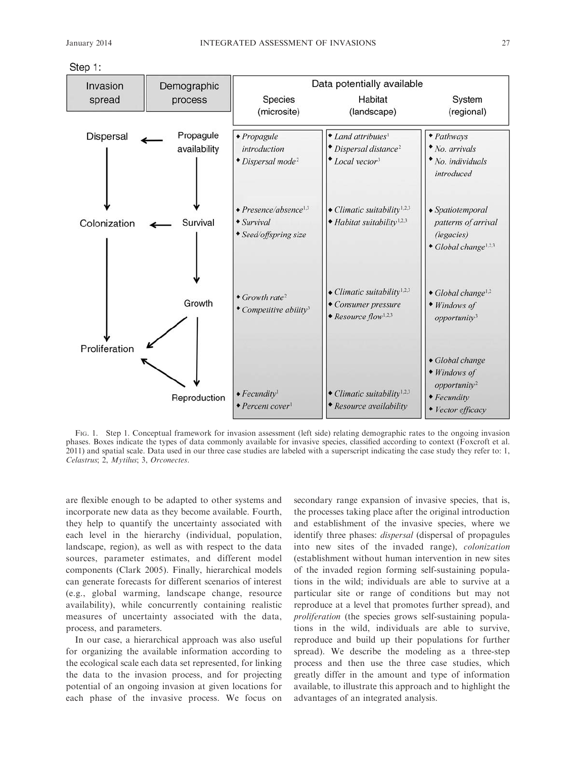Step 1:

| Invasion spread | Demographic process | Data potentially available: Species (microsite) | Habitat (landscape) | System (regional) |
|---|---|---|---|---|
| Dispersal | Propagule availability | • *Propagule introduction* • *Dispersal mode*[2] | • *Land attributes*[1] • *Dispersal distance*[2] • *Local vector*[3] | • *Pathways* • *No. arrivals* • *No. individuals introduced* |
| Colonization | Survival | • *Presence/absence*[1,3] • *Survival* • *Seed/offspring size* | • *Climatic suitability*[1,2,3] • *Habitat suitability*[1,2,3] | • *Spatiotemporal patterns of arrival (legacies)* • *Global change*[1,2,3] |
| | Growth | • *Growth rate*[2] • *Competitive ability*[3] | • *Climatic suitability*[1,2,3] • *Consumer pressure* • *Resource flow*[1,2,3] | • *Global change*[1,2] • *Windows of opportunity*[3] |
| Proliferation | Reproduction | • *Fecundity*[1] • *Percent cover*[1] | • *Climatic suitability*[1,2,3] • *Resource availability* | • *Global change* • *Windows of opportunity*[2] • *Fecundity* • *Vector efficacy* |

Fig. 1. Step 1. Conceptual framework for invasion assessment (left side) relating demographic rates to the ongoing invasion phases. Boxes indicate the types of data commonly available for invasive species, classified according to context (Foxcroft et al. 2011) and spatial scale. Data used in our three case studies are labeled with a superscript indicating the case study they refer to: 1, *Celastrus*; 2, *Mytilus*; 3, *Orconectes*.

are flexible enough to be adapted to other systems and incorporate new data as they become available. Fourth, they help to quantify the uncertainty associated with each level in the hierarchy (individual, population, landscape, region), as well as with respect to the data sources, parameter estimates, and different model components (Clark 2005). Finally, hierarchical models can generate forecasts for different scenarios of interest (e.g., global warming, landscape change, resource availability), while concurrently containing realistic measures of uncertainty associated with the data, process, and parameters.

In our case, a hierarchical approach was also useful for organizing the available information according to the ecological scale each data set represented, for linking the data to the invasion process, and for projecting potential of an ongoing invasion at given locations for each phase of the invasive process. We focus on secondary range expansion of invasive species, that is, the processes taking place after the original introduction and establishment of the invasive species, where we identify three phases: *dispersal* (dispersal of propagules into new sites of the invaded range), *colonization* (establishment without human intervention in new sites of the invaded region forming self-sustaining populations in the wild; individuals are able to survive at a particular site or range of conditions but may not reproduce at a level that promotes further spread), and *proliferation* (the species grows self-sustaining populations in the wild, individuals are able to survive, reproduce and build up their populations for further spread). We describe the modeling as a three-step process and then use the three case studies, which greatly differ in the amount and type of information available, to illustrate this approach and to highlight the advantages of an integrated analysis.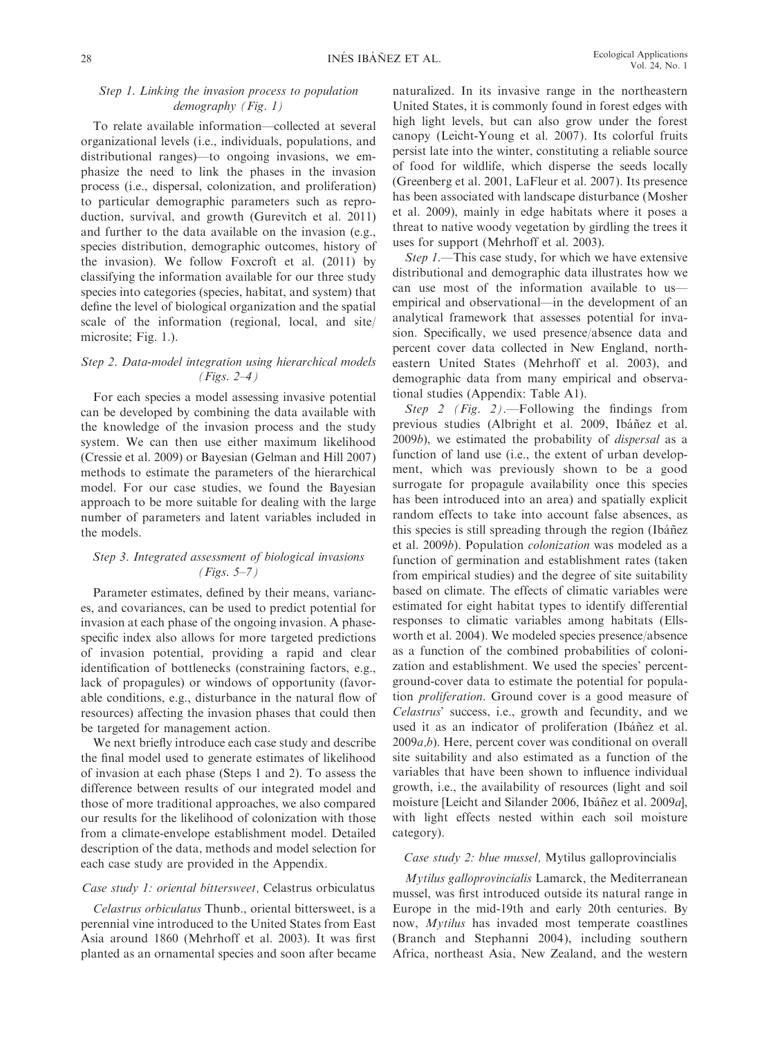### *Step 1. Linking the invasion process to population demography (Fig. 1)*

To relate available information—collected at several organizational levels (i.e., individuals, populations, and distributional ranges)—to ongoing invasions, we emphasize the need to link the phases in the invasion process (i.e., dispersal, colonization, and proliferation) to particular demographic parameters such as reproduction, survival, and growth (Gurevitch et al. 2011) and further to the data available on the invasion (e.g., species distribution, demographic outcomes, history of the invasion). We follow Foxcroft et al. (2011) by classifying the information available for our three study species into categories (species, habitat, and system) that define the level of biological organization and the spatial scale of the information (regional, local, and site/microsite; Fig. 1.).

### *Step 2. Data-model integration using hierarchical models (Figs. 2–4)*

For each species a model assessing invasive potential can be developed by combining the data available with the knowledge of the invasion process and the study system. We can then use either maximum likelihood (Cressie et al. 2009) or Bayesian (Gelman and Hill 2007) methods to estimate the parameters of the hierarchical model. For our case studies, we found the Bayesian approach to be more suitable for dealing with the large number of parameters and latent variables included in the models.

### *Step 3. Integrated assessment of biological invasions (Figs. 5–7)*

Parameter estimates, defined by their means, variances, and covariances, can be used to predict potential for invasion at each phase of the ongoing invasion. A phase-specific index also allows for more targeted predictions of invasion potential, providing a rapid and clear identification of bottlenecks (constraining factors, e.g., lack of propagules) or windows of opportunity (favorable conditions, e.g., disturbance in the natural flow of resources) affecting the invasion phases that could then be targeted for management action.

We next briefly introduce each case study and describe the final model used to generate estimates of likelihood of invasion at each phase (Steps 1 and 2). To assess the difference between results of our integrated model and those of more traditional approaches, we also compared our results for the likelihood of colonization with those from a climate-envelope establishment model. Detailed description of the data, methods and model selection for each case study are provided in the Appendix.

### *Case study 1: oriental bittersweet,* Celastrus orbiculatus

*Celastrus orbiculatus* Thunb., oriental bittersweet, is a perennial vine introduced to the United States from East Asia around 1860 (Mehrhoff et al. 2003). It was first planted as an ornamental species and soon after became naturalized. In its invasive range in the northeastern United States, it is commonly found in forest edges with high light levels, but can also grow under the forest canopy (Leicht-Young et al. 2007). Its colorful fruits persist late into the winter, constituting a reliable source of food for wildlife, which disperse the seeds locally (Greenberg et al. 2001, LaFleur et al. 2007). Its presence has been associated with landscape disturbance (Mosher et al. 2009), mainly in edge habitats where it poses a threat to native woody vegetation by girdling the trees it uses for support (Mehrhoff et al. 2003).

*Step 1*.—This case study, for which we have extensive distributional and demographic data illustrates how we can use most of the information available to us—empirical and observational—in the development of an analytical framework that assesses potential for invasion. Specifically, we used presence/absence data and percent cover data collected in New England, northeastern United States (Mehrhoff et al. 2003), and demographic data from many empirical and observational studies (Appendix: Table A1).

*Step 2 (Fig. 2)*.—Following the findings from previous studies (Albright et al. 2009, Ibáñez et al. 2009*b*), we estimated the probability of *dispersal* as a function of land use (i.e., the extent of urban development, which was previously shown to be a good surrogate for propagule availability once this species has been introduced into an area) and spatially explicit random effects to take into account false absences, as this species is still spreading through the region (Ibáñez et al. 2009*b*). Population *colonization* was modeled as a function of germination and establishment rates (taken from empirical studies) and the degree of site suitability based on climate. The effects of climatic variables were estimated for eight habitat types to identify differential responses to climatic variables among habitats (Ellsworth et al. 2004). We modeled species presence/absence as a function of the combined probabilities of colonization and establishment. We used the species' percent-ground-cover data to estimate the potential for population *proliferation*. Ground cover is a good measure of *Celastrus*' success, i.e., growth and fecundity, and we used it as an indicator of proliferation (Ibáñez et al. 2009*a*,*b*). Here, percent cover was conditional on overall site suitability and also estimated as a function of the variables that have been shown to influence individual growth, i.e., the availability of resources (light and soil moisture [Leicht and Silander 2006, Ibáñez et al. 2009*a*], with light effects nested within each soil moisture category).

### *Case study 2: blue mussel,* Mytilus galloprovincialis

*Mytilus galloprovincialis* Lamarck, the Mediterranean mussel, was first introduced outside its natural range in Europe in the mid-19th and early 20th centuries. By now, *Mytilus* has invaded most temperate coastlines (Branch and Stephanni 2004), including southern Africa, northeast Asia, New Zealand, and the western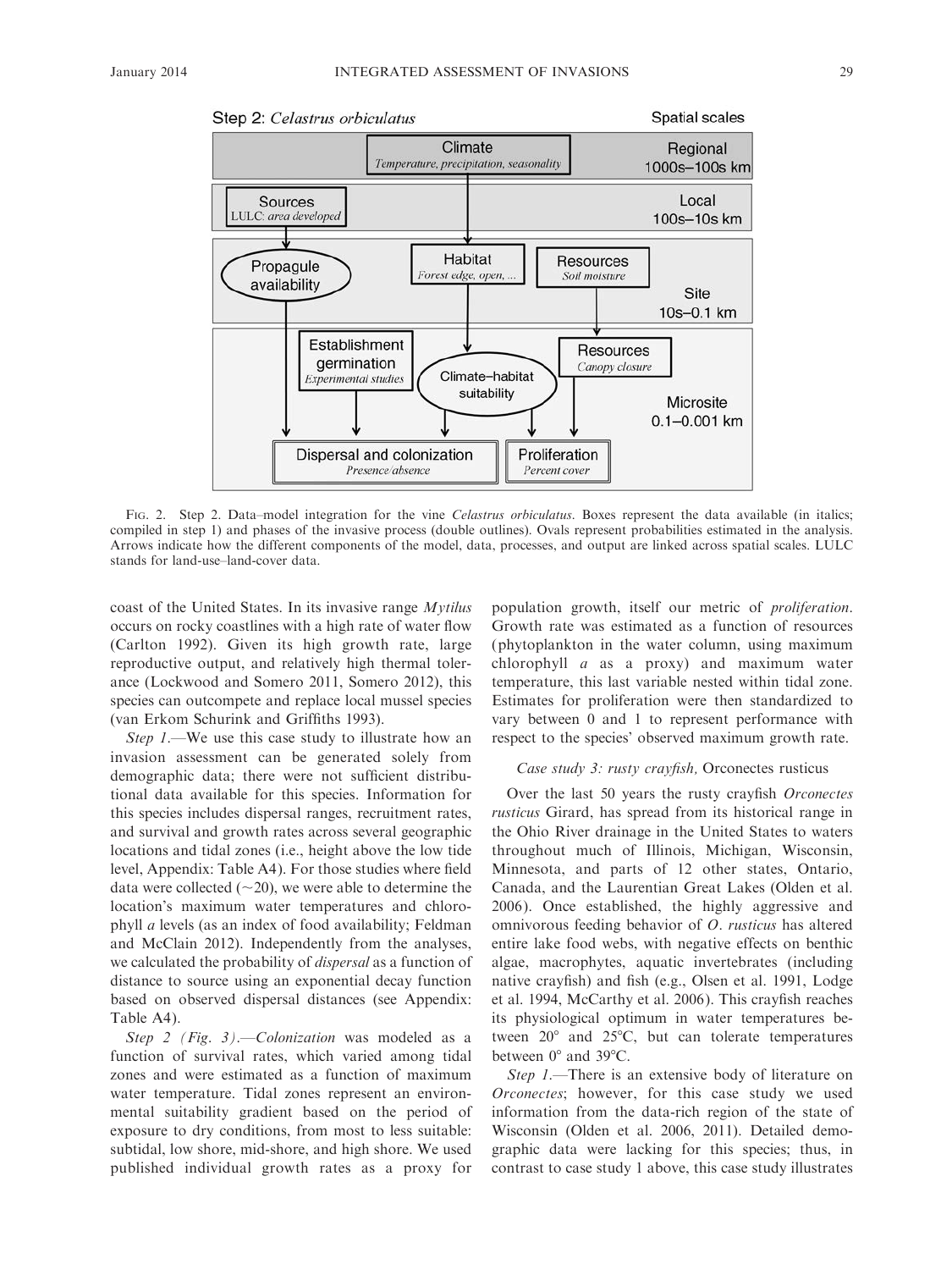Step 2: *Celastrus orbiculatus*

Spatial scales

Climate
*Temperature, precipitation, seasonality*

Regional
1000s–100s km

Sources
LULC: *area developed*

Local
100s–10s km

Propagule availability

Habitat
*Forest edge, open, ...*

Resources
*Soil moisture*

Site
10s–0.1 km

Establishment germination
*Experimental studies*

Climate–habitat suitability

Resources
*Canopy closure*

Microsite
0.1–0.001 km

Dispersal and colonization
*Presence/absence*

Proliferation
*Percent cover*

FIG. 2. Step 2. Data–model integration for the vine *Celastrus orbiculatus*. Boxes represent the data available (in italics; compiled in step 1) and phases of the invasive process (double outlines). Ovals represent probabilities estimated in the analysis. Arrows indicate how the different components of the model, data, processes, and output are linked across spatial scales. LULC stands for land-use–land-cover data.

coast of the United States. In its invasive range *Mytilus* occurs on rocky coastlines with a high rate of water flow (Carlton 1992). Given its high growth rate, large reproductive output, and relatively high thermal tolerance (Lockwood and Somero 2011, Somero 2012), this species can outcompete and replace local mussel species (van Erkom Schurink and Griffiths 1993).

*Step 1*.—We use this case study to illustrate how an invasion assessment can be generated solely from demographic data; there were not sufficient distributional data available for this species. Information for this species includes dispersal ranges, recruitment rates, and survival and growth rates across several geographic locations and tidal zones (i.e., height above the low tide level, Appendix: Table A4). For those studies where field data were collected (~20), we were able to determine the location's maximum water temperatures and chlorophyll *a* levels (as an index of food availability; Feldman and McClain 2012). Independently from the analyses, we calculated the probability of *dispersal* as a function of distance to source using an exponential decay function based on observed dispersal distances (see Appendix: Table A4).

*Step 2 (Fig. 3)*.—*Colonization* was modeled as a function of survival rates, which varied among tidal zones and were estimated as a function of maximum water temperature. Tidal zones represent an environmental suitability gradient based on the period of exposure to dry conditions, from most to less suitable: subtidal, low shore, mid-shore, and high shore. We used published individual growth rates as a proxy for population growth, itself our metric of *proliferation*. Growth rate was estimated as a function of resources (phytoplankton in the water column, using maximum chlorophyll *a* as a proxy) and maximum water temperature, this last variable nested within tidal zone. Estimates for proliferation were then standardized to vary between 0 and 1 to represent performance with respect to the species' observed maximum growth rate.

### *Case study 3: rusty crayfish,* Orconectes rusticus

Over the last 50 years the rusty crayfish *Orconectes rusticus* Girard, has spread from its historical range in the Ohio River drainage in the United States to waters throughout much of Illinois, Michigan, Wisconsin, Minnesota, and parts of 12 other states, Ontario, Canada, and the Laurentian Great Lakes (Olden et al. 2006). Once established, the highly aggressive and omnivorous feeding behavior of *O. rusticus* has altered entire lake food webs, with negative effects on benthic algae, macrophytes, aquatic invertebrates (including native crayfish) and fish (e.g., Olsen et al. 1991, Lodge et al. 1994, McCarthy et al. 2006). This crayfish reaches its physiological optimum in water temperatures between 20° and 25°C, but can tolerate temperatures between 0° and 39°C.

*Step 1*.—There is an extensive body of literature on *Orconectes*; however, for this case study we used information from the data-rich region of the state of Wisconsin (Olden et al. 2006, 2011). Detailed demographic data were lacking for this species; thus, in contrast to case study 1 above, this case study illustrates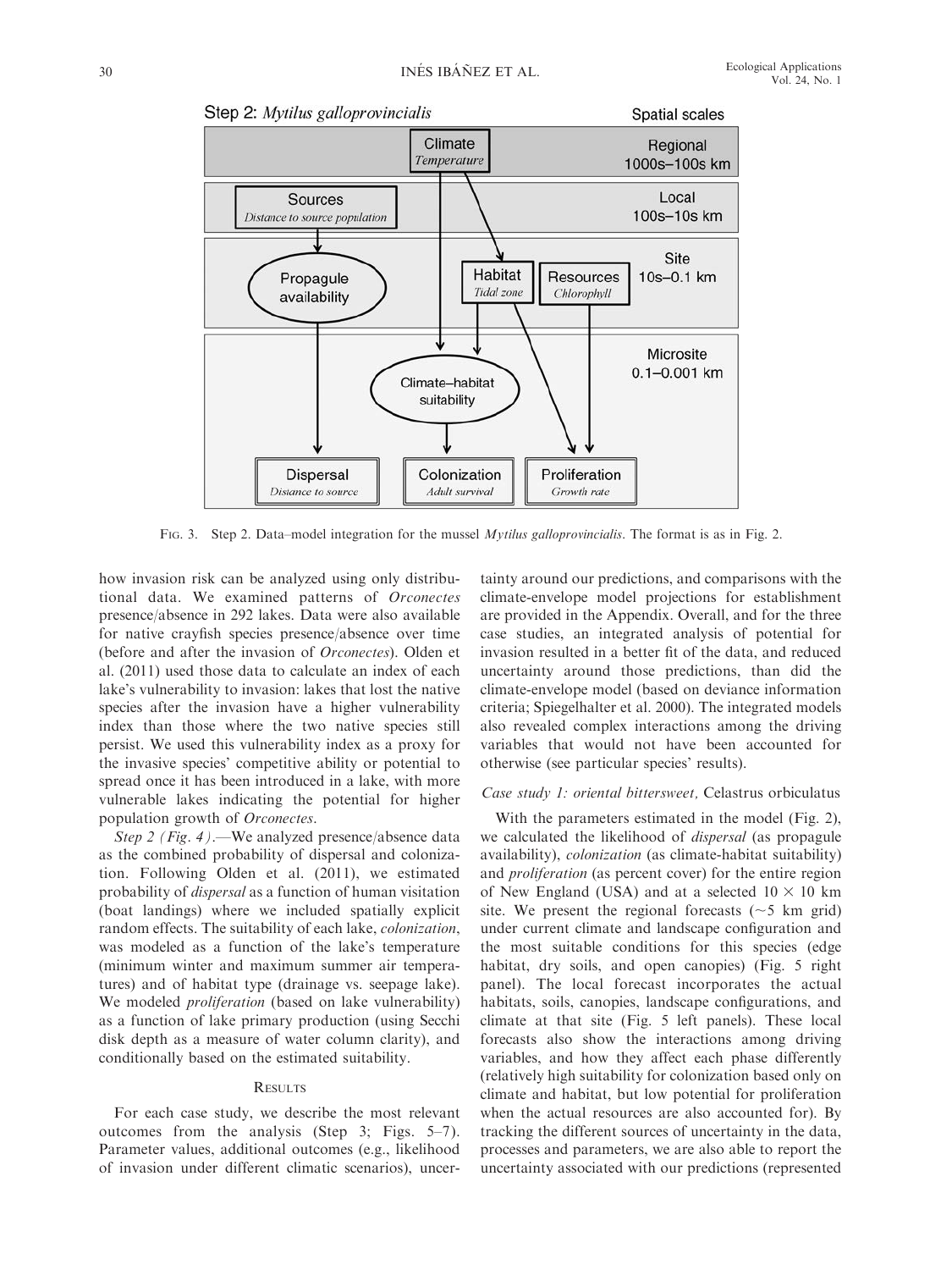FIG. 3. Step 2. Data–model integration for the mussel *Mytilus galloprovincialis*. The format is as in Fig. 2.

how invasion risk can be analyzed using only distributional data. We examined patterns of *Orconectes* presence/absence in 292 lakes. Data were also available for native crayfish species presence/absence over time (before and after the invasion of *Orconectes*). Olden et al. (2011) used those data to calculate an index of each lake's vulnerability to invasion: lakes that lost the native species after the invasion have a higher vulnerability index than those where the two native species still persist. We used this vulnerability index as a proxy for the invasive species' competitive ability or potential to spread once it has been introduced in a lake, with more vulnerable lakes indicating the potential for higher population growth of *Orconectes*.

*Step 2 (Fig. 4).*—We analyzed presence/absence data as the combined probability of dispersal and colonization. Following Olden et al. (2011), we estimated probability of *dispersal* as a function of human visitation (boat landings) where we included spatially explicit random effects. The suitability of each lake, *colonization*, was modeled as a function of the lake's temperature (minimum winter and maximum summer air temperatures) and of habitat type (drainage vs. seepage lake). We modeled *proliferation* (based on lake vulnerability) as a function of lake primary production (using Secchi disk depth as a measure of water column clarity), and conditionally based on the estimated suitability.

## RESULTS

For each case study, we describe the most relevant outcomes from the analysis (Step 3; Figs. 5–7). Parameter values, additional outcomes (e.g., likelihood of invasion under different climatic scenarios), uncertainty around our predictions, and comparisons with the climate-envelope model projections for establishment are provided in the Appendix. Overall, and for the three case studies, an integrated analysis of potential for invasion resulted in a better fit of the data, and reduced uncertainty around those predictions, than did the climate-envelope model (based on deviance information criteria; Spiegelhalter et al. 2000). The integrated models also revealed complex interactions among the driving variables that would not have been accounted for otherwise (see particular species' results).

### *Case study 1: oriental bittersweet,* Celastrus orbiculatus

With the parameters estimated in the model (Fig. 2), we calculated the likelihood of *dispersal* (as propagule availability), *colonization* (as climate-habitat suitability) and *proliferation* (as percent cover) for the entire region of New England (USA) and at a selected $10 \times 10$ km site. We present the regional forecasts ($\sim$5 km grid) under current climate and landscape configuration and the most suitable conditions for this species (edge habitat, dry soils, and open canopies) (Fig. 5 right panel). The local forecast incorporates the actual habitats, soils, canopies, landscape configurations, and climate at that site (Fig. 5 left panels). These local forecasts also show the interactions among driving variables, and how they affect each phase differently (relatively high suitability for colonization based only on climate and habitat, but low potential for proliferation when the actual resources are also accounted for). By tracking the different sources of uncertainty in the data, processes and parameters, we are also able to report the uncertainty associated with our predictions (represented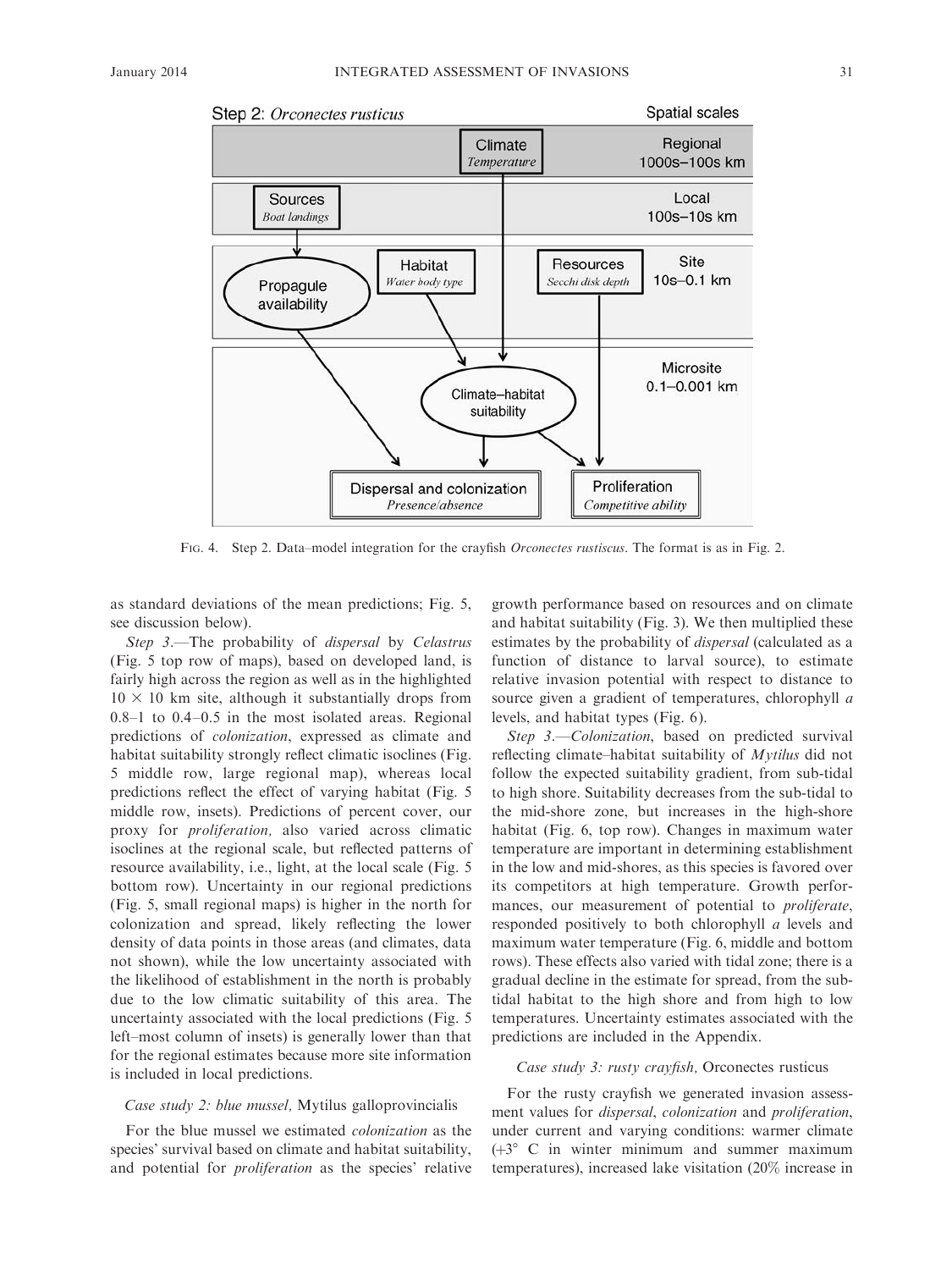Step 2: *Orconectes rusticus*

FIG. 4. Step 2. Data–model integration for the crayfish *Orconectes rustiscus*. The format is as in Fig. 2.

as standard deviations of the mean predictions; Fig. 5, see discussion below).

*Step 3*.—The probability of *dispersal* by *Celastrus* (Fig. 5 top row of maps), based on developed land, is fairly high across the region as well as in the highlighted $10 \times 10$ km site, although it substantially drops from 0.8–1 to 0.4–0.5 in the most isolated areas. Regional predictions of *colonization*, expressed as climate and habitat suitability strongly reflect climatic isoclines (Fig. 5 middle row, large regional map), whereas local predictions reflect the effect of varying habitat (Fig. 5 middle row, insets). Predictions of percent cover, our proxy for *proliferation,* also varied across climatic isoclines at the regional scale, but reflected patterns of resource availability, i.e., light, at the local scale (Fig. 5 bottom row). Uncertainty in our regional predictions (Fig. 5, small regional maps) is higher in the north for colonization and spread, likely reflecting the lower density of data points in those areas (and climates, data not shown), while the low uncertainty associated with the likelihood of establishment in the north is probably due to the low climatic suitability of this area. The uncertainty associated with the local predictions (Fig. 5 left–most column of insets) is generally lower than that for the regional estimates because more site information is included in local predictions.

### *Case study 2: blue mussel,* Mytilus galloprovincialis

For the blue mussel we estimated *colonization* as the species' survival based on climate and habitat suitability, and potential for *proliferation* as the species' relative growth performance based on resources and on climate and habitat suitability (Fig. 3). We then multiplied these estimates by the probability of *dispersal* (calculated as a function of distance to larval source), to estimate relative invasion potential with respect to distance to source given a gradient of temperatures, chlorophyll *a* levels, and habitat types (Fig. 6).

*Step 3*.—*Colonization*, based on predicted survival reflecting climate–habitat suitability of *Mytilus* did not follow the expected suitability gradient, from sub-tidal to high shore. Suitability decreases from the sub-tidal to the mid-shore zone, but increases in the high-shore habitat (Fig. 6, top row). Changes in maximum water temperature are important in determining establishment in the low and mid-shores, as this species is favored over its competitors at high temperature. Growth performances, our measurement of potential to *proliferate*, responded positively to both chlorophyll *a* levels and maximum water temperature (Fig. 6, middle and bottom rows). These effects also varied with tidal zone; there is a gradual decline in the estimate for spread, from the sub-tidal habitat to the high shore and from high to low temperatures. Uncertainty estimates associated with the predictions are included in the Appendix.

### *Case study 3: rusty crayfish,* Orconectes rusticus

For the rusty crayfish we generated invasion assessment values for *dispersal*, *colonization* and *proliferation*, under current and varying conditions: warmer climate (+3° C in winter minimum and summer maximum temperatures), increased lake visitation (20% increase in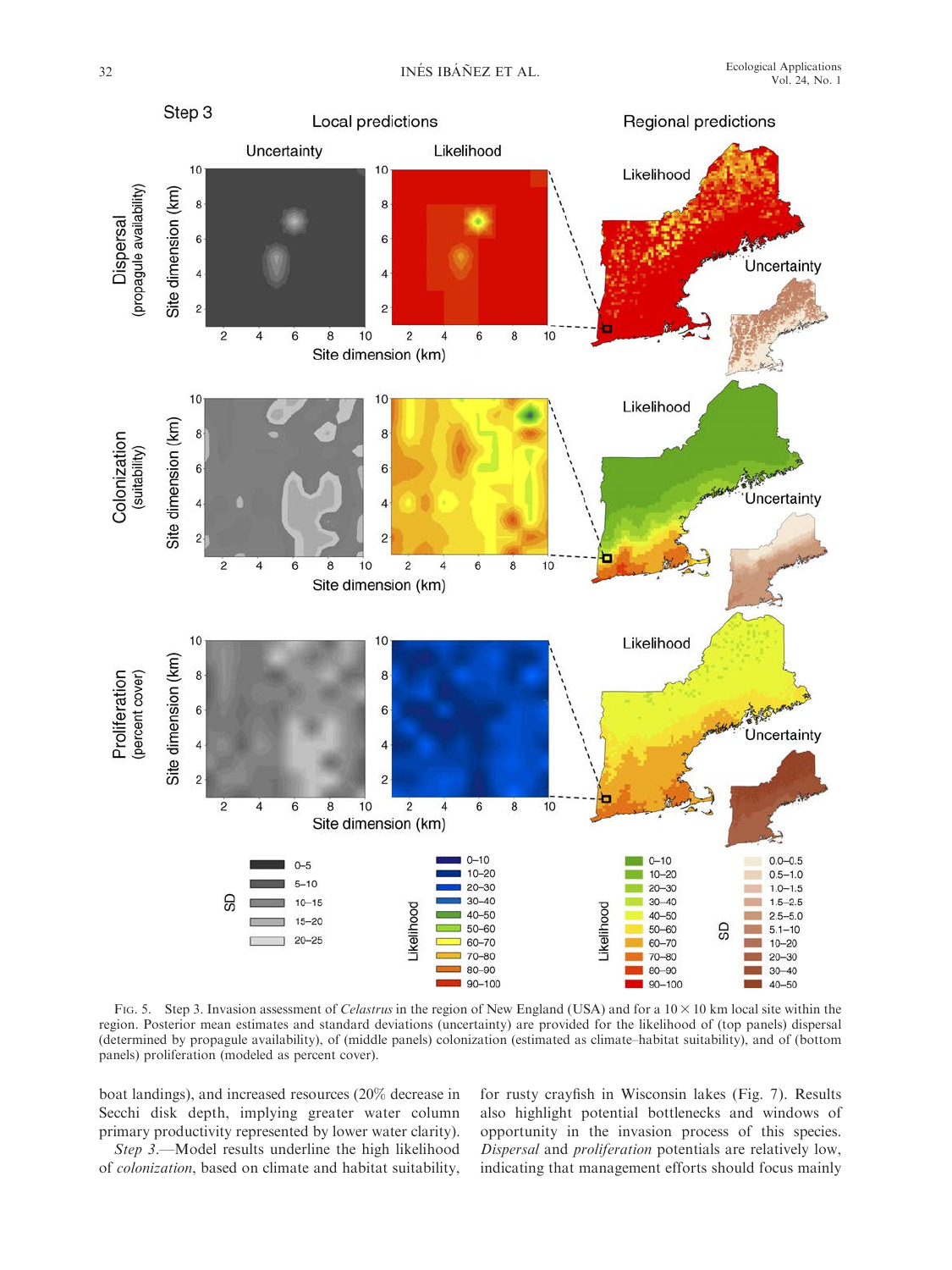FIG. 5. Step 3. Invasion assessment of *Celastrus* in the region of New England (USA) and for a 10 × 10 km local site within the region. Posterior mean estimates and standard deviations (uncertainty) are provided for the likelihood of (top panels) dispersal (determined by propagule availability), of (middle panels) colonization (estimated as climate–habitat suitability), and of (bottom panels) proliferation (modeled as percent cover).

boat landings), and increased resources (20% decrease in Secchi disk depth, implying greater water column primary productivity represented by lower water clarity).

*Step 3*.—Model results underline the high likelihood of *colonization*, based on climate and habitat suitability, for rusty crayfish in Wisconsin lakes (Fig. 7). Results also highlight potential bottlenecks and windows of opportunity in the invasion process of this species. *Dispersal* and *proliferation* potentials are relatively low, indicating that management efforts should focus mainly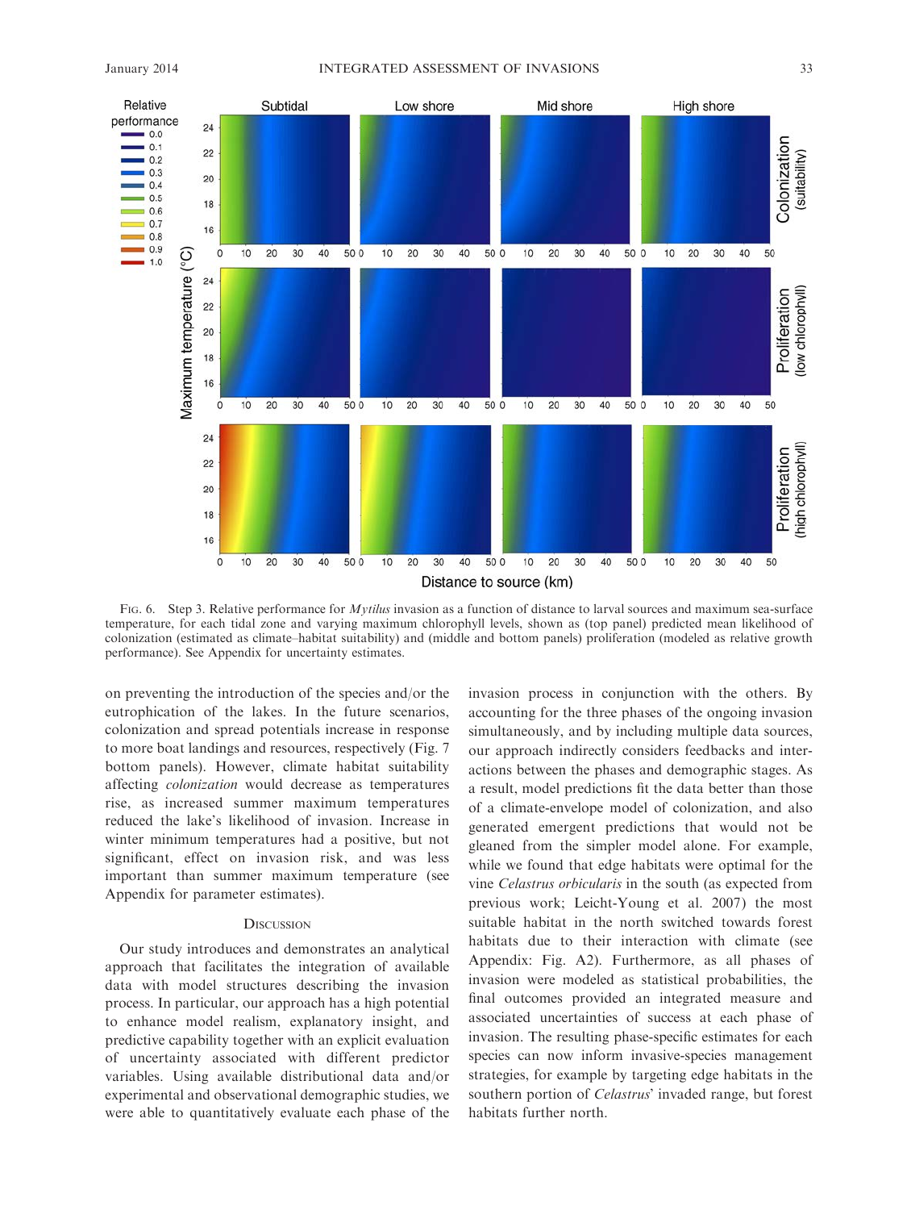FIG. 6. Step 3. Relative performance for *Mytilus* invasion as a function of distance to larval sources and maximum sea-surface temperature, for each tidal zone and varying maximum chlorophyll levels, shown as (top panel) predicted mean likelihood of colonization (estimated as climate–habitat suitability) and (middle and bottom panels) proliferation (modeled as relative growth performance). See Appendix for uncertainty estimates.

on preventing the introduction of the species and/or the eutrophication of the lakes. In the future scenarios, colonization and spread potentials increase in response to more boat landings and resources, respectively (Fig. 7 bottom panels). However, climate habitat suitability affecting *colonization* would decrease as temperatures rise, as increased summer maximum temperatures reduced the lake's likelihood of invasion. Increase in winter minimum temperatures had a positive, but not significant, effect on invasion risk, and was less important than summer maximum temperature (see Appendix for parameter estimates).

## DISCUSSION

Our study introduces and demonstrates an analytical approach that facilitates the integration of available data with model structures describing the invasion process. In particular, our approach has a high potential to enhance model realism, explanatory insight, and predictive capability together with an explicit evaluation of uncertainty associated with different predictor variables. Using available distributional data and/or experimental and observational demographic studies, we were able to quantitatively evaluate each phase of the invasion process in conjunction with the others. By accounting for the three phases of the ongoing invasion simultaneously, and by including multiple data sources, our approach indirectly considers feedbacks and interactions between the phases and demographic stages. As a result, model predictions fit the data better than those of a climate-envelope model of colonization, and also generated emergent predictions that would not be gleaned from the simpler model alone. For example, while we found that edge habitats were optimal for the vine *Celastrus orbicularis* in the south (as expected from previous work; Leicht-Young et al. 2007) the most suitable habitat in the north switched towards forest habitats due to their interaction with climate (see Appendix: Fig. A2). Furthermore, as all phases of invasion were modeled as statistical probabilities, the final outcomes provided an integrated measure and associated uncertainties of success at each phase of invasion. The resulting phase-specific estimates for each species can now inform invasive-species management strategies, for example by targeting edge habitats in the southern portion of *Celastrus*' invaded range, but forest habitats further north.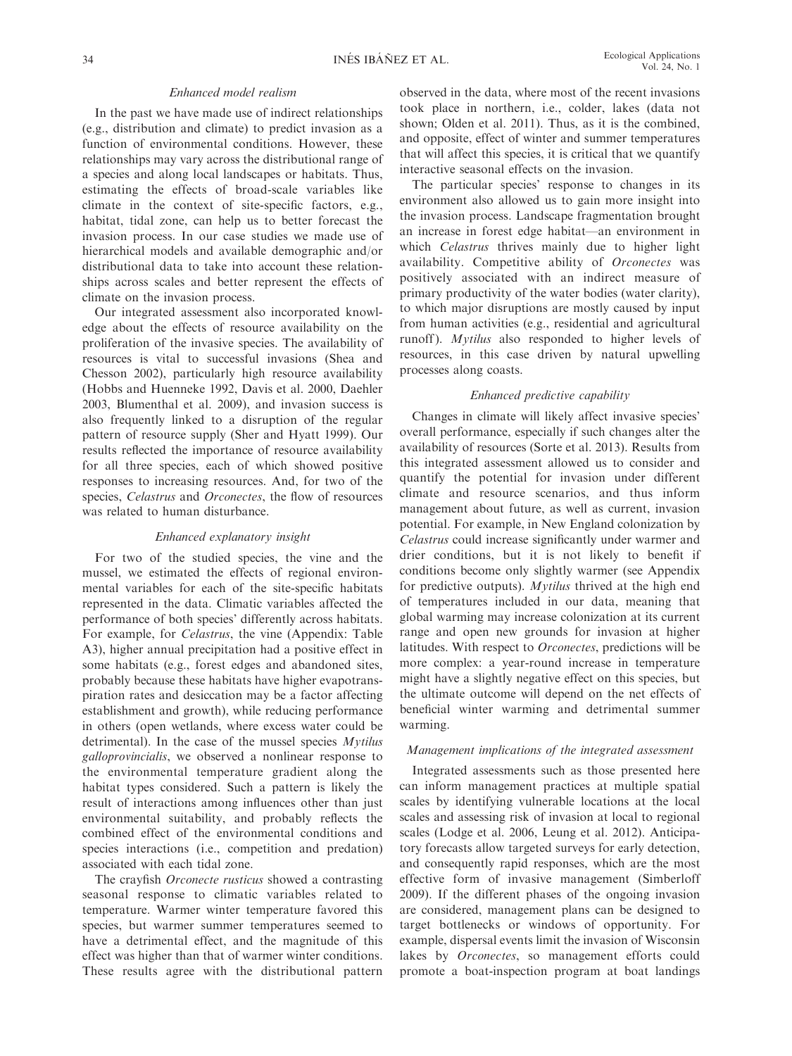### Enhanced model realism

In the past we have made use of indirect relationships (e.g., distribution and climate) to predict invasion as a function of environmental conditions. However, these relationships may vary across the distributional range of a species and along local landscapes or habitats. Thus, estimating the effects of broad-scale variables like climate in the context of site-specific factors, e.g., habitat, tidal zone, can help us to better forecast the invasion process. In our case studies we made use of hierarchical models and available demographic and/or distributional data to take into account these relationships across scales and better represent the effects of climate on the invasion process.

Our integrated assessment also incorporated knowledge about the effects of resource availability on the proliferation of the invasive species. The availability of resources is vital to successful invasions (Shea and Chesson 2002), particularly high resource availability (Hobbs and Huenneke 1992, Davis et al. 2000, Daehler 2003, Blumenthal et al. 2009), and invasion success is also frequently linked to a disruption of the regular pattern of resource supply (Sher and Hyatt 1999). Our results reflected the importance of resource availability for all three species, each of which showed positive responses to increasing resources. And, for two of the species, *Celastrus* and *Orconectes*, the flow of resources was related to human disturbance.

### Enhanced explanatory insight

For two of the studied species, the vine and the mussel, we estimated the effects of regional environmental variables for each of the site-specific habitats represented in the data. Climatic variables affected the performance of both species' differently across habitats. For example, for *Celastrus*, the vine (Appendix: Table A3), higher annual precipitation had a positive effect in some habitats (e.g., forest edges and abandoned sites, probably because these habitats have higher evapotranspiration rates and desiccation may be a factor affecting establishment and growth), while reducing performance in others (open wetlands, where excess water could be detrimental). In the case of the mussel species *Mytilus galloprovincialis*, we observed a nonlinear response to the environmental temperature gradient along the habitat types considered. Such a pattern is likely the result of interactions among influences other than just environmental suitability, and probably reflects the combined effect of the environmental conditions and species interactions (i.e., competition and predation) associated with each tidal zone.

The crayfish *Orconecte rusticus* showed a contrasting seasonal response to climatic variables related to temperature. Warmer winter temperature favored this species, but warmer summer temperatures seemed to have a detrimental effect, and the magnitude of this effect was higher than that of warmer winter conditions. These results agree with the distributional pattern observed in the data, where most of the recent invasions took place in northern, i.e., colder, lakes (data not shown; Olden et al. 2011). Thus, as it is the combined, and opposite, effect of winter and summer temperatures that will affect this species, it is critical that we quantify interactive seasonal effects on the invasion.

The particular species' response to changes in its environment also allowed us to gain more insight into the invasion process. Landscape fragmentation brought an increase in forest edge habitat—an environment in which *Celastrus* thrives mainly due to higher light availability. Competitive ability of *Orconectes* was positively associated with an indirect measure of primary productivity of the water bodies (water clarity), to which major disruptions are mostly caused by input from human activities (e.g., residential and agricultural runoff). *Mytilus* also responded to higher levels of resources, in this case driven by natural upwelling processes along coasts.

### Enhanced predictive capability

Changes in climate will likely affect invasive species' overall performance, especially if such changes alter the availability of resources (Sorte et al. 2013). Results from this integrated assessment allowed us to consider and quantify the potential for invasion under different climate and resource scenarios, and thus inform management about future, as well as current, invasion potential. For example, in New England colonization by *Celastrus* could increase significantly under warmer and drier conditions, but it is not likely to benefit if conditions become only slightly warmer (see Appendix for predictive outputs). *Mytilus* thrived at the high end of temperatures included in our data, meaning that global warming may increase colonization at its current range and open new grounds for invasion at higher latitudes. With respect to *Orconectes*, predictions will be more complex: a year-round increase in temperature might have a slightly negative effect on this species, but the ultimate outcome will depend on the net effects of beneficial winter warming and detrimental summer warming.

### Management implications of the integrated assessment

Integrated assessments such as those presented here can inform management practices at multiple spatial scales by identifying vulnerable locations at the local scales and assessing risk of invasion at local to regional scales (Lodge et al. 2006, Leung et al. 2012). Anticipatory forecasts allow targeted surveys for early detection, and consequently rapid responses, which are the most effective form of invasive management (Simberloff 2009). If the different phases of the ongoing invasion are considered, management plans can be designed to target bottlenecks or windows of opportunity. For example, dispersal events limit the invasion of Wisconsin lakes by *Orconectes*, so management efforts could promote a boat-inspection program at boat landings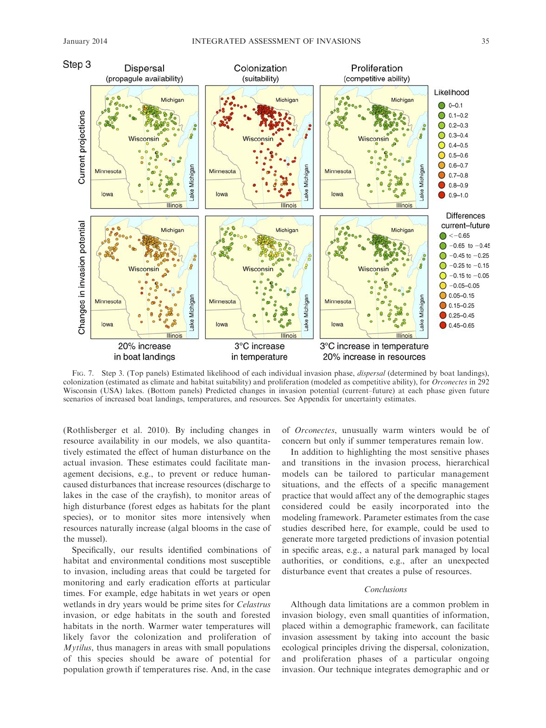FIG. 7. Step 3. (Top panels) Estimated likelihood of each individual invasion phase, *dispersal* (determined by boat landings), colonization (estimated as climate and habitat suitability) and proliferation (modeled as competitive ability), for *Orconectes* in 292 Wisconsin (USA) lakes. (Bottom panels) Predicted changes in invasion potential (current–future) at each phase given future scenarios of increased boat landings, temperatures, and resources. See Appendix for uncertainty estimates.

(Rothlisberger et al. 2010). By including changes in resource availability in our models, we also quantitatively estimated the effect of human disturbance on the actual invasion. These estimates could facilitate management decisions, e.g., to prevent or reduce human-caused disturbances that increase resources (discharge to lakes in the case of the crayfish), to monitor areas of high disturbance (forest edges as habitats for the plant species), or to monitor sites more intensively when resources naturally increase (algal blooms in the case of the mussel).

Specifically, our results identified combinations of habitat and environmental conditions most susceptible to invasion, including areas that could be targeted for monitoring and early eradication efforts at particular times. For example, edge habitats in wet years or open wetlands in dry years would be prime sites for *Celastrus* invasion, or edge habitats in the south and forested habitats in the north. Warmer water temperatures will likely favor the colonization and proliferation of *Mytilus*, thus managers in areas with small populations of this species should be aware of potential for population growth if temperatures rise. And, in the case of *Orconectes*, unusually warm winters would be of concern but only if summer temperatures remain low.

In addition to highlighting the most sensitive phases and transitions in the invasion process, hierarchical models can be tailored to particular management situations, and the effects of a specific management practice that would affect any of the demographic stages considered could be easily incorporated into the modeling framework. Parameter estimates from the case studies described here, for example, could be used to generate more targeted predictions of invasion potential in specific areas, e.g., a natural park managed by local authorities, or conditions, e.g., after an unexpected disturbance event that creates a pulse of resources.

## Conclusions

Although data limitations are a common problem in invasion biology, even small quantities of information, placed within a demographic framework, can facilitate invasion assessment by taking into account the basic ecological principles driving the dispersal, colonization, and proliferation phases of a particular ongoing invasion. Our technique integrates demographic and or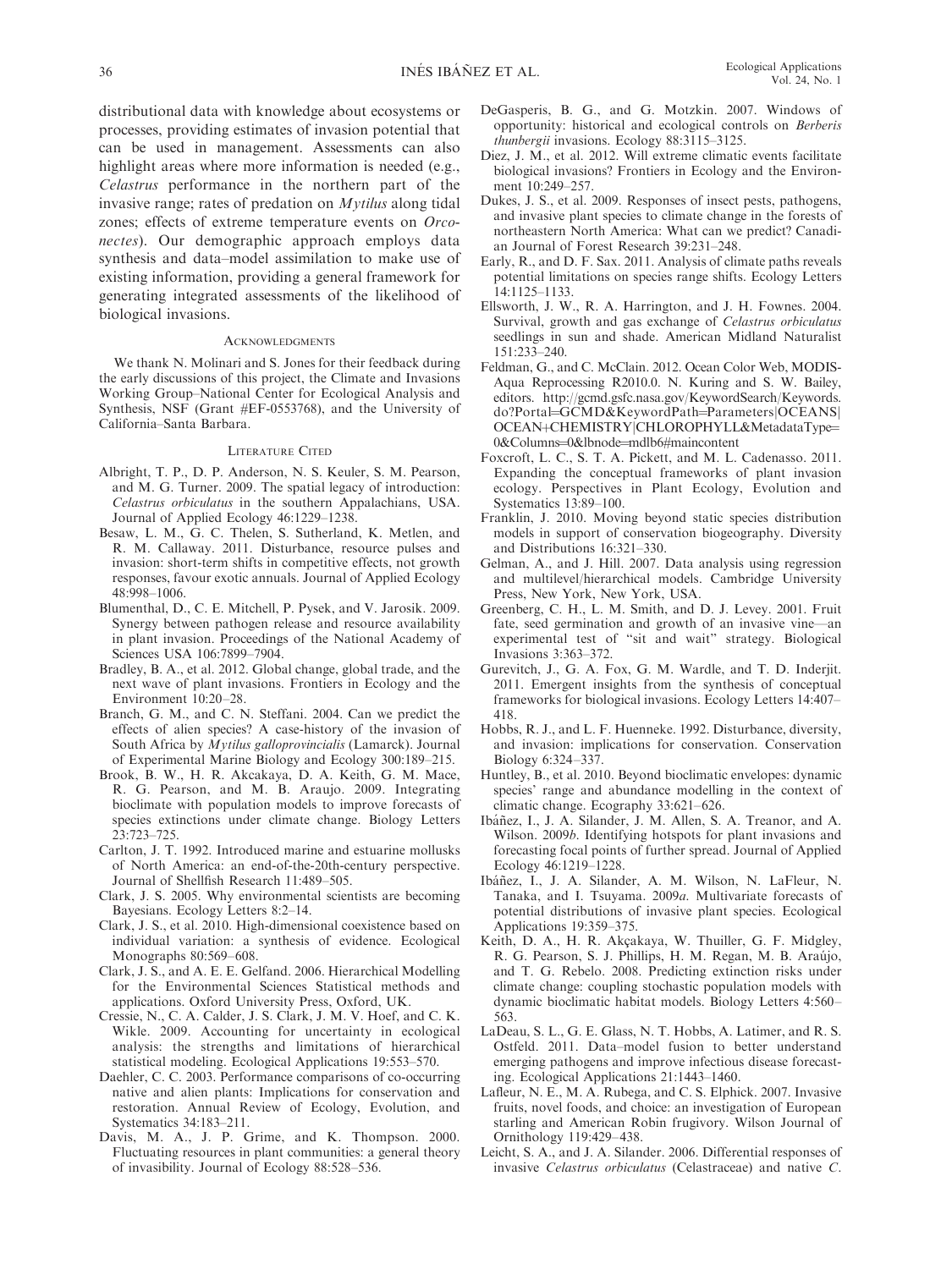distributional data with knowledge about ecosystems or processes, providing estimates of invasion potential that can be used in management. Assessments can also highlight areas where more information is needed (e.g., *Celastrus* performance in the northern part of the invasive range; rates of predation on *Mytilus* along tidal zones; effects of extreme temperature events on *Orconectes*). Our demographic approach employs data synthesis and data–model assimilation to make use of existing information, providing a general framework for generating integrated assessments of the likelihood of biological invasions.

## Acknowledgments

We thank N. Molinari and S. Jones for their feedback during the early discussions of this project, the Climate and Invasions Working Group–National Center for Ecological Analysis and Synthesis, NSF (Grant #EF-0553768), and the University of California–Santa Barbara.

## Literature Cited

Albright, T. P., D. P. Anderson, N. S. Keuler, S. M. Pearson, and M. G. Turner. 2009. The spatial legacy of introduction: *Celastrus orbiculatus* in the southern Appalachians, USA. Journal of Applied Ecology 46:1229–1238.

Besaw, L. M., G. C. Thelen, S. Sutherland, K. Metlen, and R. M. Callaway. 2011. Disturbance, resource pulses and invasion: short-term shifts in competitive effects, not growth responses, favour exotic annuals. Journal of Applied Ecology 48:998–1006.

Blumenthal, D., C. E. Mitchell, P. Pysek, and V. Jarosik. 2009. Synergy between pathogen release and resource availability in plant invasion. Proceedings of the National Academy of Sciences USA 106:7899–7904.

Bradley, B. A., et al. 2012. Global change, global trade, and the next wave of plant invasions. Frontiers in Ecology and the Environment 10:20–28.

Branch, G. M., and C. N. Steffani. 2004. Can we predict the effects of alien species? A case-history of the invasion of South Africa by *Mytilus galloprovincialis* (Lamarck). Journal of Experimental Marine Biology and Ecology 300:189–215.

Brook, B. W., H. R. Akcakaya, D. A. Keith, G. M. Mace, R. G. Pearson, and M. B. Araujo. 2009. Integrating bioclimate with population models to improve forecasts of species extinctions under climate change. Biology Letters 23:723–725.

Carlton, J. T. 1992. Introduced marine and estuarine mollusks of North America: an end-of-the-20th-century perspective. Journal of Shellfish Research 11:489–505.

Clark, J. S. 2005. Why environmental scientists are becoming Bayesians. Ecology Letters 8:2–14.

Clark, J. S., et al. 2010. High-dimensional coexistence based on individual variation: a synthesis of evidence. Ecological Monographs 80:569–608.

Clark, J. S., and A. E. E. Gelfand. 2006. Hierarchical Modelling for the Environmental Sciences Statistical methods and applications. Oxford University Press, Oxford, UK.

Cressie, N., C. A. Calder, J. S. Clark, J. M. V. Hoef, and C. K. Wikle. 2009. Accounting for uncertainty in ecological analysis: the strengths and limitations of hierarchical statistical modeling. Ecological Applications 19:553–570.

Daehler, C. C. 2003. Performance comparisons of co-occurring native and alien plants: Implications for conservation and restoration. Annual Review of Ecology, Evolution, and Systematics 34:183–211.

Davis, M. A., J. P. Grime, and K. Thompson. 2000. Fluctuating resources in plant communities: a general theory of invasibility. Journal of Ecology 88:528–536.

DeGasperis, B. G., and G. Motzkin. 2007. Windows of opportunity: historical and ecological controls on *Berberis thunbergii* invasions. Ecology 88:3115–3125.

Diez, J. M., et al. 2012. Will extreme climatic events facilitate biological invasions? Frontiers in Ecology and the Environment 10:249–257.

Dukes, J. S., et al. 2009. Responses of insect pests, pathogens, and invasive plant species to climate change in the forests of northeastern North America: What can we predict? Canadian Journal of Forest Research 39:231–248.

Early, R., and D. F. Sax. 2011. Analysis of climate paths reveals potential limitations on species range shifts. Ecology Letters 14:1125–1133.

Ellsworth, J. W., R. A. Harrington, and J. H. Fownes. 2004. Survival, growth and gas exchange of *Celastrus orbiculatus* seedlings in sun and shade. American Midland Naturalist 151:233–240.

Feldman, G., and C. McClain. 2012. Ocean Color Web, MODIS-Aqua Reprocessing R2010.0. N. Kuring and S. W. Bailey, editors. http://gcmd.gsfc.nasa.gov/KeywordSearch/Keywords.do?Portal=GCMD&KeywordPath=Parameters|OCEANS|OCEAN+CHEMISTRY|CHLOROPHYLL&MetadataType=0&Columns=0&lbnode=mdlb6#maincontent

Foxcroft, L. C., S. T. A. Pickett, and M. L. Cadenasso. 2011. Expanding the conceptual frameworks of plant invasion ecology. Perspectives in Plant Ecology, Evolution and Systematics 13:89–100.

Franklin, J. 2010. Moving beyond static species distribution models in support of conservation biogeography. Diversity and Distributions 16:321–330.

Gelman, A., and J. Hill. 2007. Data analysis using regression and multilevel/hierarchical models. Cambridge University Press, New York, New York, USA.

Greenberg, C. H., L. M. Smith, and D. J. Levey. 2001. Fruit fate, seed germination and growth of an invasive vine—an experimental test of "sit and wait" strategy. Biological Invasions 3:363–372.

Gurevitch, J., G. A. Fox, G. M. Wardle, and T. D. Inderjit. 2011. Emergent insights from the synthesis of conceptual frameworks for biological invasions. Ecology Letters 14:407–418.

Hobbs, R. J., and L. F. Huenneke. 1992. Disturbance, diversity, and invasion: implications for conservation. Conservation Biology 6:324–337.

Huntley, B., et al. 2010. Beyond bioclimatic envelopes: dynamic species' range and abundance modelling in the context of climatic change. Ecography 33:621–626.

Ibáñez, I., J. A. Silander, J. M. Allen, S. A. Treanor, and A. Wilson. 2009*b*. Identifying hotspots for plant invasions and forecasting focal points of further spread. Journal of Applied Ecology 46:1219–1228.

Ibáñez, I., J. A. Silander, A. M. Wilson, N. LaFleur, N. Tanaka, and I. Tsuyama. 2009*a*. Multivariate forecasts of potential distributions of invasive plant species. Ecological Applications 19:359–375.

Keith, D. A., H. R. Akçakaya, W. Thuiller, G. F. Midgley, R. G. Pearson, S. J. Phillips, H. M. Regan, M. B. Araújo, and T. G. Rebelo. 2008. Predicting extinction risks under climate change: coupling stochastic population models with dynamic bioclimatic habitat models. Biology Letters 4:560–563.

LaDeau, S. L., G. E. Glass, N. T. Hobbs, A. Latimer, and R. S. Ostfeld. 2011. Data–model fusion to better understand emerging pathogens and improve infectious disease forecasting. Ecological Applications 21:1443–1460.

Lafleur, N. E., M. A. Rubega, and C. S. Elphick. 2007. Invasive fruits, novel foods, and choice: an investigation of European starling and American Robin frugivory. Wilson Journal of Ornithology 119:429–438.

Leicht, S. A., and J. A. Silander. 2006. Differential responses of invasive *Celastrus orbiculatus* (Celastraceae) and native *C.*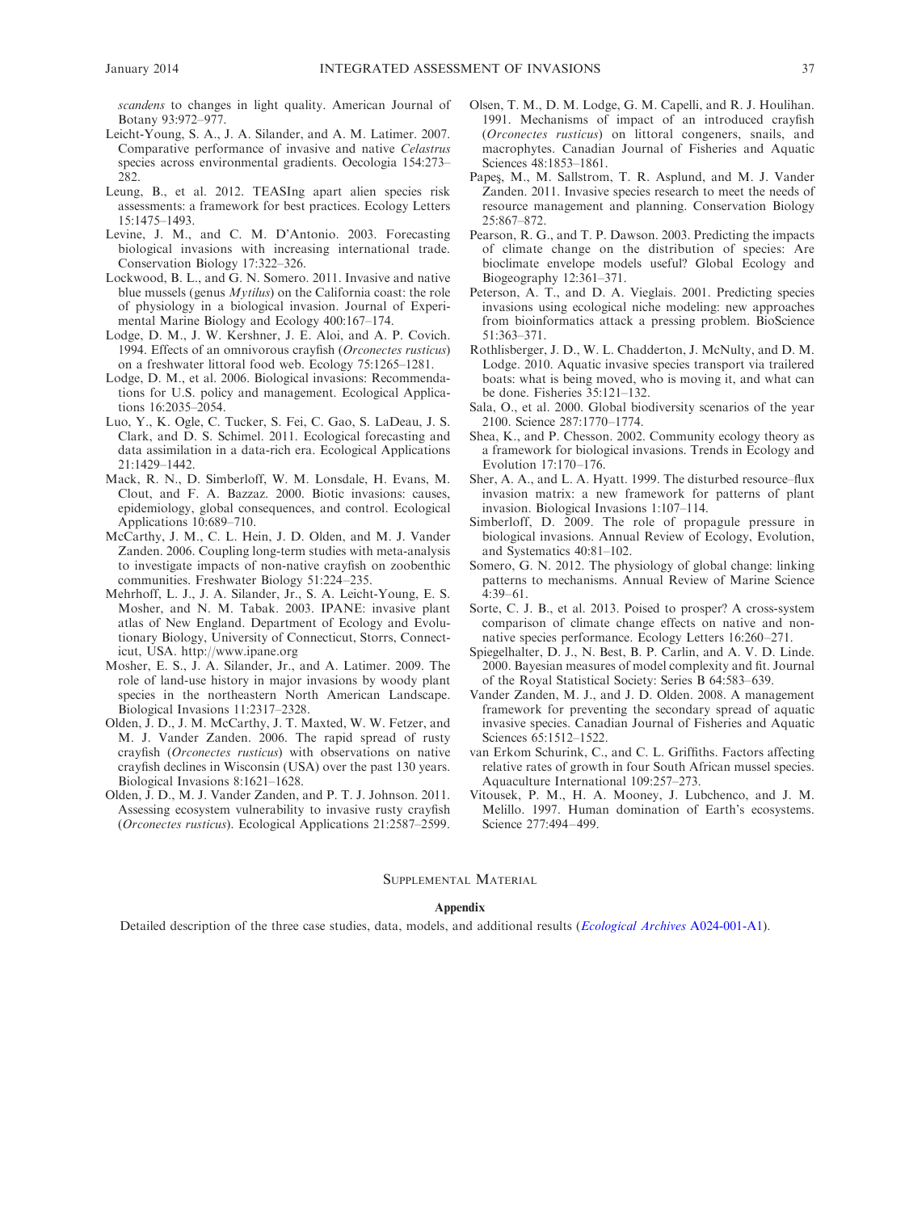*scandens* to changes in light quality. American Journal of Botany 93:972–977.

Leicht-Young, S. A., J. A. Silander, and A. M. Latimer. 2007. Comparative performance of invasive and native *Celastrus* species across environmental gradients. Oecologia 154:273–282.

Leung, B., et al. 2012. TEASIng apart alien species risk assessments: a framework for best practices. Ecology Letters 15:1475–1493.

Levine, J. M., and C. M. D'Antonio. 2003. Forecasting biological invasions with increasing international trade. Conservation Biology 17:322–326.

Lockwood, B. L., and G. N. Somero. 2011. Invasive and native blue mussels (genus *Mytilus*) on the California coast: the role of physiology in a biological invasion. Journal of Experimental Marine Biology and Ecology 400:167–174.

Lodge, D. M., J. W. Kershner, J. E. Aloi, and A. P. Covich. 1994. Effects of an omnivorous crayfish (*Orconectes rusticus*) on a freshwater littoral food web. Ecology 75:1265–1281.

Lodge, D. M., et al. 2006. Biological invasions: Recommendations for U.S. policy and management. Ecological Applications 16:2035–2054.

Luo, Y., K. Ogle, C. Tucker, S. Fei, C. Gao, S. LaDeau, J. S. Clark, and D. S. Schimel. 2011. Ecological forecasting and data assimilation in a data-rich era. Ecological Applications 21:1429–1442.

Mack, R. N., D. Simberloff, W. M. Lonsdale, H. Evans, M. Clout, and F. A. Bazzaz. 2000. Biotic invasions: causes, epidemiology, global consequences, and control. Ecological Applications 10:689–710.

McCarthy, J. M., C. L. Hein, J. D. Olden, and M. J. Vander Zanden. 2006. Coupling long-term studies with meta-analysis to investigate impacts of non-native crayfish on zoobenthic communities. Freshwater Biology 51:224–235.

Mehrhoff, L. J., J. A. Silander, Jr., S. A. Leicht-Young, E. S. Mosher, and N. M. Tabak. 2003. IPANE: invasive plant atlas of New England. Department of Ecology and Evolutionary Biology, University of Connecticut, Storrs, Connecticut, USA. http://www.ipane.org

Mosher, E. S., J. A. Silander, Jr., and A. Latimer. 2009. The role of land-use history in major invasions by woody plant species in the northeastern North American Landscape. Biological Invasions 11:2317–2328.

Olden, J. D., J. M. McCarthy, J. T. Maxted, W. W. Fetzer, and M. J. Vander Zanden. 2006. The rapid spread of rusty crayfish (*Orconectes rusticus*) with observations on native crayfish declines in Wisconsin (USA) over the past 130 years. Biological Invasions 8:1621–1628.

Olden, J. D., M. J. Vander Zanden, and P. T. J. Johnson. 2011. Assessing ecosystem vulnerability to invasive rusty crayfish (*Orconectes rusticus*). Ecological Applications 21:2587–2599.

Olsen, T. M., D. M. Lodge, G. M. Capelli, and R. J. Houlihan. 1991. Mechanisms of impact of an introduced crayfish (*Orconectes rusticus*) on littoral congeners, snails, and macrophytes. Canadian Journal of Fisheries and Aquatic Sciences 48:1853–1861.

Papeş, M., M. Sallstrom, T. R. Asplund, and M. J. Vander Zanden. 2011. Invasive species research to meet the needs of resource management and planning. Conservation Biology 25:867–872.

Pearson, R. G., and T. P. Dawson. 2003. Predicting the impacts of climate change on the distribution of species: Are bioclimate envelope models useful? Global Ecology and Biogeography 12:361–371.

Peterson, A. T., and D. A. Vieglais. 2001. Predicting species invasions using ecological niche modeling: new approaches from bioinformatics attack a pressing problem. BioScience 51:363–371.

Rothlisberger, J. D., W. L. Chadderton, J. McNulty, and D. M. Lodge. 2010. Aquatic invasive species transport via trailered boats: what is being moved, who is moving it, and what can be done. Fisheries 35:121–132.

Sala, O., et al. 2000. Global biodiversity scenarios of the year 2100. Science 287:1770–1774.

Shea, K., and P. Chesson. 2002. Community ecology theory as a framework for biological invasions. Trends in Ecology and Evolution 17:170–176.

Sher, A. A., and L. A. Hyatt. 1999. The disturbed resource–flux invasion matrix: a new framework for patterns of plant invasion. Biological Invasions 1:107–114.

Simberloff, D. 2009. The role of propagule pressure in biological invasions. Annual Review of Ecology, Evolution, and Systematics 40:81–102.

Somero, G. N. 2012. The physiology of global change: linking patterns to mechanisms. Annual Review of Marine Science 4:39–61.

Sorte, C. J. B., et al. 2013. Poised to prosper? A cross-system comparison of climate change effects on native and non-native species performance. Ecology Letters 16:260–271.

Spiegelhalter, D. J., N. Best, B. P. Carlin, and A. V. D. Linde. 2000. Bayesian measures of model complexity and fit. Journal of the Royal Statistical Society: Series B 64:583–639.

Vander Zanden, M. J., and J. D. Olden. 2008. A management framework for preventing the secondary spread of aquatic invasive species. Canadian Journal of Fisheries and Aquatic Sciences 65:1512–1522.

van Erkom Schurink, C., and C. L. Griffiths. Factors affecting relative rates of growth in four South African mussel species. Aquaculture International 109:257–273.

Vitousek, P. M., H. A. Mooney, J. Lubchenco, and J. M. Melillo. 1997. Human domination of Earth's ecosystems. Science 277:494–499.

## Supplemental Material

### Appendix

Detailed description of the three case studies, data, models, and additional results (*Ecological Archives* A024-001-A1).